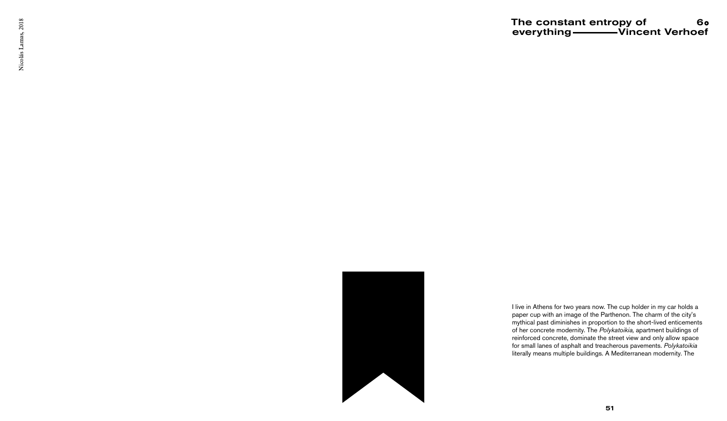Nicolás Lamas, 2018

# The constant entropy of everything

## 6o Vincent Verhoef

I live in Athens for two years now. The cup holder in my car holds a paper cup with an image of the Parthenon. The charm of the city's mythical past diminishes in proportion to the short-lived enticements of her concrete modernity. The *Polykatoikia*, apartment buildings of reinforced concrete, dominate the street view and only allow space for small lanes of asphalt and treacherous pavements. *Polykatoikia* literally means multiple buildings. A Mediterranean modernity. The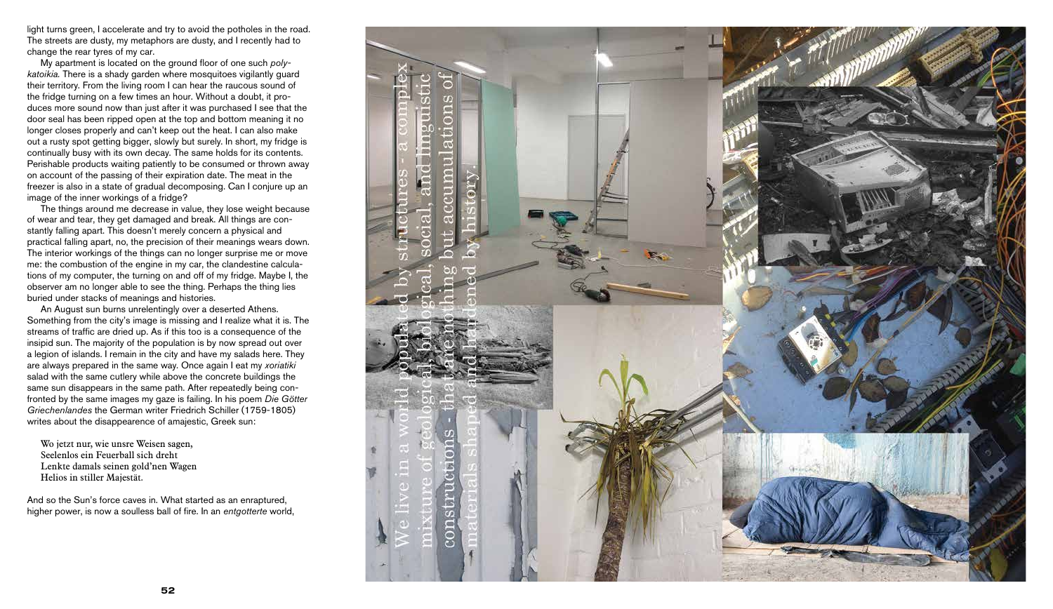light turns green, I accelerate and try to avoid the potholes in the road. The streets are dusty, my metaphors are dusty, and I recently had to change the rear tyres of my car.

My apartment is located on the ground floor of one such *polykatoikia*. There is a shady garden where mosquitoes vigilantly guard their territory. From the living room I can hear the raucous sound of the fridge turning on a few times an hour. Without a doubt, it produces more sound now than just after it was purchased I see that the door seal has been ripped open at the top and bottom meaning it no longer closes properly and can't keep out the heat. I can also make out a rusty spot getting bigger, slowly but surely. In short, my fridge is continually busy with its own decay. The same holds for its contents. Perishable products waiting patiently to be consumed or thrown away on account of the passing of their expiration date. The meat in the freezer is also in a state of gradual decomposing. Can I conjure up an image of the inner workings of a fridge?

The things around me decrease in value, they lose weight because of wear and tear, they get damaged and break. All things are constantly falling apart. This doesn't merely concern a physical and practical falling apart, no, the precision of their meanings wears down. The interior workings of the things can no longer surprise me or move me: the combustion of the engine in my car, the clandestine calculations of my computer, the turning on and off of my fridge. Maybe I, the observer am no longer able to see the thing. Perhaps the thing lies buried under stacks of meanings and histories.

An August sun burns unrelentingly over a deserted Athens. Something from the city's image is missing and I realize what it is. The streams of traffic are dried up. As if this too is a consequence of the insipid sun. The majority of the population is by now spread out over a legion of islands. I remain in the city and have my salads here. They are always prepared in the same way. Once again I eat my *xoriatiki* salad with the same cutlery while above the concrete buildings the same sun disappears in the same path. After repeatedly being confronted by the same images my gaze is failing. In his poem *Die Götter Griechenlandes* the German writer Friedrich Schiller (1759-1805) writes about the disappearence of amajestic, Greek sun:

> Wo jetzt nur, wie unsre Weisen sagen,
> Seelenlos ein Feuerball sich dreht
> Lenkte damals seinen gold'nen Wagen
> Helios in stiller Majestät.

And so the Sun's force caves in. What started as an enraptured, higher power, is now a soulless ball of fire. In an *entgotterte* world,

We live in a world populated by structures - a complex mixture of geological, biological, social, and linguistic constructions - that are nothing but accumulations of materials shaped and hardened by history.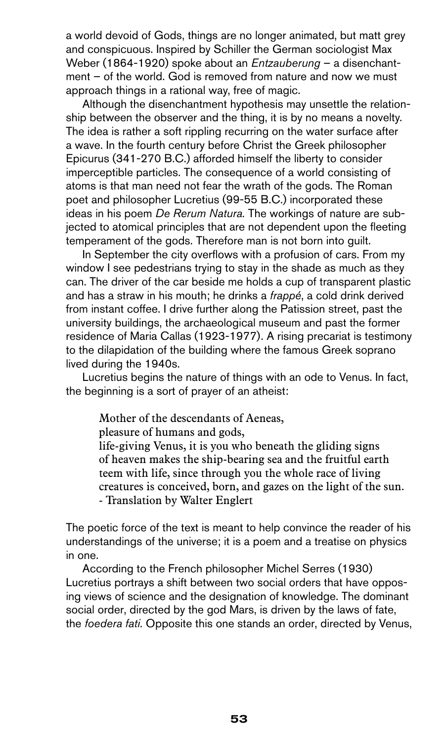a world devoid of Gods, things are no longer animated, but matt grey and conspicuous. Inspired by Schiller the German sociologist Max Weber (1864-1920) spoke about an *Entzauberung* – a disenchantment – of the world. God is removed from nature and now we must approach things in a rational way, free of magic.

Although the disenchantment hypothesis may unsettle the relationship between the observer and the thing, it is by no means a novelty. The idea is rather a soft rippling recurring on the water surface after a wave. In the fourth century before Christ the Greek philosopher Epicurus (341-270 B.C.) afforded himself the liberty to consider imperceptible particles. The consequence of a world consisting of atoms is that man need not fear the wrath of the gods. The Roman poet and philosopher Lucretius (99-55 B.C.) incorporated these ideas in his poem *De Rerum Natura.* The workings of nature are subjected to atomical principles that are not dependent upon the fleeting temperament of the gods. Therefore man is not born into guilt.

In September the city overflows with a profusion of cars. From my window I see pedestrians trying to stay in the shade as much as they can. The driver of the car beside me holds a cup of transparent plastic and has a straw in his mouth; he drinks a *frappé*, a cold drink derived from instant coffee. I drive further along the Patission street, past the university buildings, the archaeological museum and past the former residence of Maria Callas (1923-1977). A rising precariat is testimony to the dilapidation of the building where the famous Greek soprano lived during the 1940s.

Lucretius begins the nature of things with an ode to Venus. In fact, the beginning is a sort of prayer of an atheist:

> Mother of the descendants of Aeneas,
> pleasure of humans and gods,
> life-giving Venus, it is you who beneath the gliding signs
> of heaven makes the ship-bearing sea and the fruitful earth
> teem with life, since through you the whole race of living
> creatures is conceived, born, and gazes on the light of the sun.
> - Translation by Walter Englert

The poetic force of the text is meant to help convince the reader of his understandings of the universe; it is a poem and a treatise on physics in one.

According to the French philosopher Michel Serres (1930) Lucretius portrays a shift between two social orders that have opposing views of science and the designation of knowledge. The dominant social order, directed by the god Mars, is driven by the laws of fate, the *foedera fati.* Opposite this one stands an order, directed by Venus,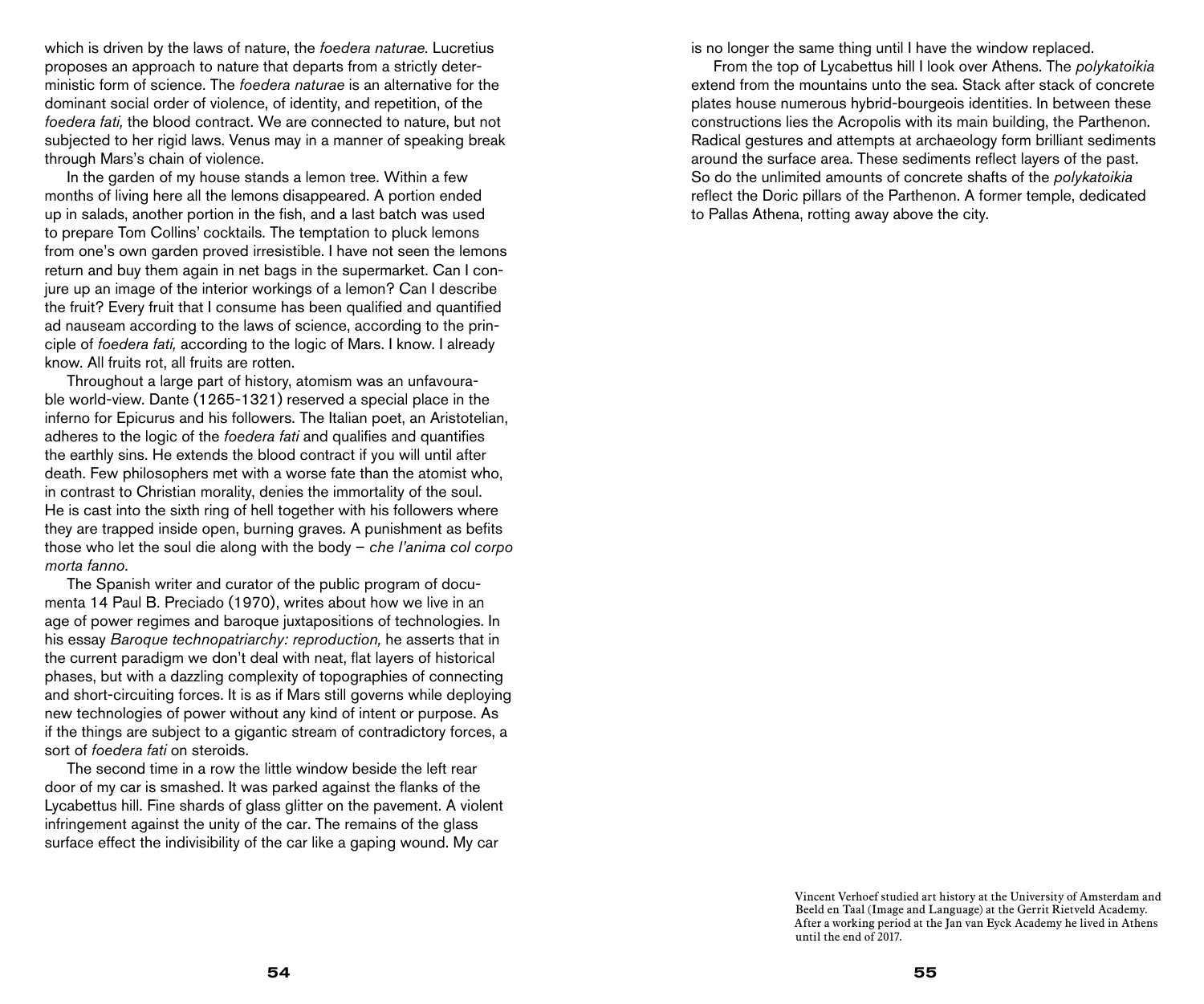which is driven by the laws of nature, the *foedera naturae*. Lucretius proposes an approach to nature that departs from a strictly deterministic form of science. The *foedera naturae* is an alternative for the dominant social order of violence, of identity, and repetition, of the *foedera fati,* the blood contract. We are connected to nature, but not subjected to her rigid laws. Venus may in a manner of speaking break through Mars's chain of violence.

In the garden of my house stands a lemon tree. Within a few months of living here all the lemons disappeared. A portion ended up in salads, another portion in the fish, and a last batch was used to prepare Tom Collins' cocktails. The temptation to pluck lemons from one's own garden proved irresistible. I have not seen the lemons return and buy them again in net bags in the supermarket. Can I conjure up an image of the interior workings of a lemon? Can I describe the fruit? Every fruit that I consume has been qualified and quantified ad nauseam according to the laws of science, according to the principle of *foedera fati,* according to the logic of Mars. I know. I already know. All fruits rot, all fruits are rotten.

Throughout a large part of history, atomism was an unfavourable world-view. Dante (1265-1321) reserved a special place in the inferno for Epicurus and his followers. The Italian poet, an Aristotelian, adheres to the logic of the *foedera fati* and qualifies and quantifies the earthly sins. He extends the blood contract if you will until after death. Few philosophers met with a worse fate than the atomist who, in contrast to Christian morality, denies the immortality of the soul. He is cast into the sixth ring of hell together with his followers where they are trapped inside open, burning graves. A punishment as befits those who let the soul die along with the body – *che l'anima col corpo morta fanno*.

The Spanish writer and curator of the public program of documenta 14 Paul B. Preciado (1970), writes about how we live in an age of power regimes and baroque juxtapositions of technologies. In his essay *Baroque technopatriarchy: reproduction,* he asserts that in the current paradigm we don't deal with neat, flat layers of historical phases, but with a dazzling complexity of topographies of connecting and short-circuiting forces. It is as if Mars still governs while deploying new technologies of power without any kind of intent or purpose. As if the things are subject to a gigantic stream of contradictory forces, a sort of *foedera fati* on steroids.

The second time in a row the little window beside the left rear door of my car is smashed. It was parked against the flanks of the Lycabettus hill. Fine shards of glass glitter on the pavement. A violent infringement against the unity of the car. The remains of the glass surface effect the indivisibility of the car like a gaping wound. My car is no longer the same thing until I have the window replaced.

From the top of Lycabettus hill I look over Athens. The *polykatoikia* extend from the mountains unto the sea. Stack after stack of concrete plates house numerous hybrid-bourgeois identities. In between these constructions lies the Acropolis with its main building, the Parthenon. Radical gestures and attempts at archaeology form brilliant sediments around the surface area. These sediments reflect layers of the past. So do the unlimited amounts of concrete shafts of the *polykatoikia* reflect the Doric pillars of the Parthenon. A former temple, dedicated to Pallas Athena, rotting away above the city.

Vincent Verhoef studied art history at the University of Amsterdam and Beeld en Taal (Image and Language) at the Gerrit Rietveld Academy. After a working period at the Jan van Eyck Academy he lived in Athens until the end of 2017.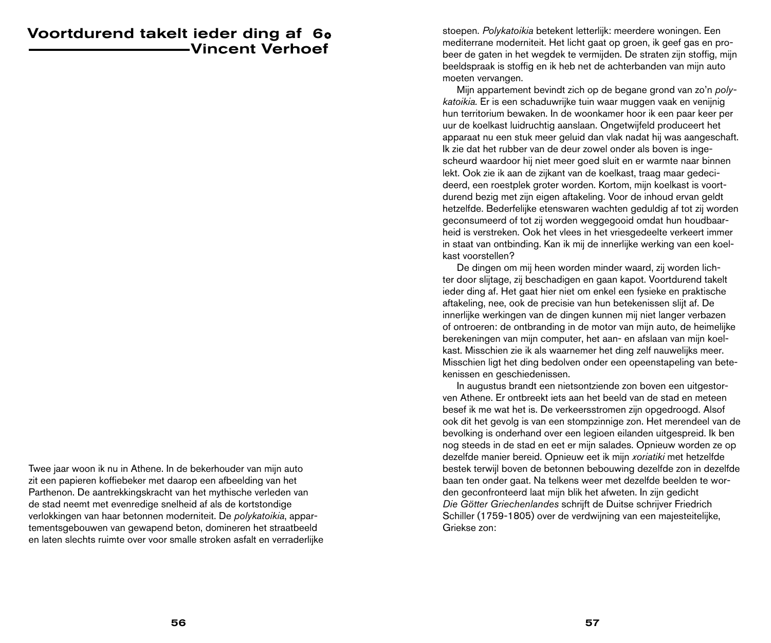# Voortdurend takelt ieder ding af 6.

## Vincent Verhoef

Twee jaar woon ik nu in Athene. In de bekerhouder van mijn auto zit een papieren koffiebeker met daarop een afbeelding van het Parthenon. De aantrekkingskracht van het mythische verleden van de stad neemt met evenredige snelheid af als de kortstondige verlokkingen van haar betonnen moderniteit. De *polykatoikia*, appartementsgebouwen van gewapend beton, domineren het straatbeeld en laten slechts ruimte over voor smalle stroken asfalt en verraderlijke stoepen. *Polykatoikia* betekent letterlijk: meerdere woningen. Een mediterrane moderniteit. Het licht gaat op groen, ik geef gas en probeer de gaten in het wegdek te vermijden. De straten zijn stoffig, mijn beeldspraak is stoffig en ik heb net de achterbanden van mijn auto moeten vervangen.

Mijn appartement bevindt zich op de begane grond van zo'n *polykatoikia*. Er is een schaduwrijke tuin waar muggen vaak en venijnig hun territorium bewaken. In de woonkamer hoor ik een paar keer per uur de koelkast luidruchtig aanslaan. Ongetwijfeld produceert het apparaat nu een stuk meer geluid dan vlak nadat hij was aangeschaft. Ik zie dat het rubber van de deur zowel onder als boven is ingescheurd waardoor hij niet meer goed sluit en er warmte naar binnen lekt. Ook zie ik aan de zijkant van de koelkast, traag maar gedecideerd, een roestplek groter worden. Kortom, mijn koelkast is voortdurend bezig met zijn eigen aftakeling. Voor de inhoud ervan geldt hetzelfde. Bederfelijke etenswaren wachten geduldig af tot zij worden geconsumeerd of tot zij worden weggegooid omdat hun houdbaarheid is verstreken. Ook het vlees in het vriesgedeelte verkeert immer in staat van ontbinding. Kan ik mij de innerlijke werking van een koelkast voorstellen?

De dingen om mij heen worden minder waard, zij worden lichter door slijtage, zij beschadigen en gaan kapot. Voortdurend takelt ieder ding af. Het gaat hier niet om enkel een fysieke en praktische aftakeling, nee, ook de precisie van hun betekenissen slijt af. De innerlijke werkingen van de dingen kunnen mij niet langer verbazen of ontroeren: de ontbranding in de motor van mijn auto, de heimelijke berekeningen van mijn computer, het aan- en afslaan van mijn koelkast. Misschien zie ik als waarnemer het ding zelf nauwelijks meer. Misschien ligt het ding bedolven onder een opeenstapeling van betekenissen en geschiedenissen.

In augustus brandt een nietsontziende zon boven een uitgestorven Athene. Er ontbreekt iets aan het beeld van de stad en meteen besef ik me wat het is. De verkeersstromen zijn opgedroogd. Alsof ook dit het gevolg is van een stompzinnige zon. Het merendeel van de bevolking is onderhand over een legioen eilanden uitgespreid. Ik ben nog steeds in de stad en eet er mijn salades. Opnieuw worden ze op dezelfde manier bereid. Opnieuw eet ik mijn *xoriatiki* met hetzelfde bestek terwijl boven de betonnen bebouwing dezelfde zon in dezelfde baan ten onder gaat. Na telkens weer met dezelfde beelden te worden geconfronteerd laat mijn blik het afweten. In zijn gedicht *Die Götter Griechenlandes* schrijft de Duitse schrijver Friedrich Schiller (1759-1805) over de verdwijning van een majesteitelijke, Griekse zon: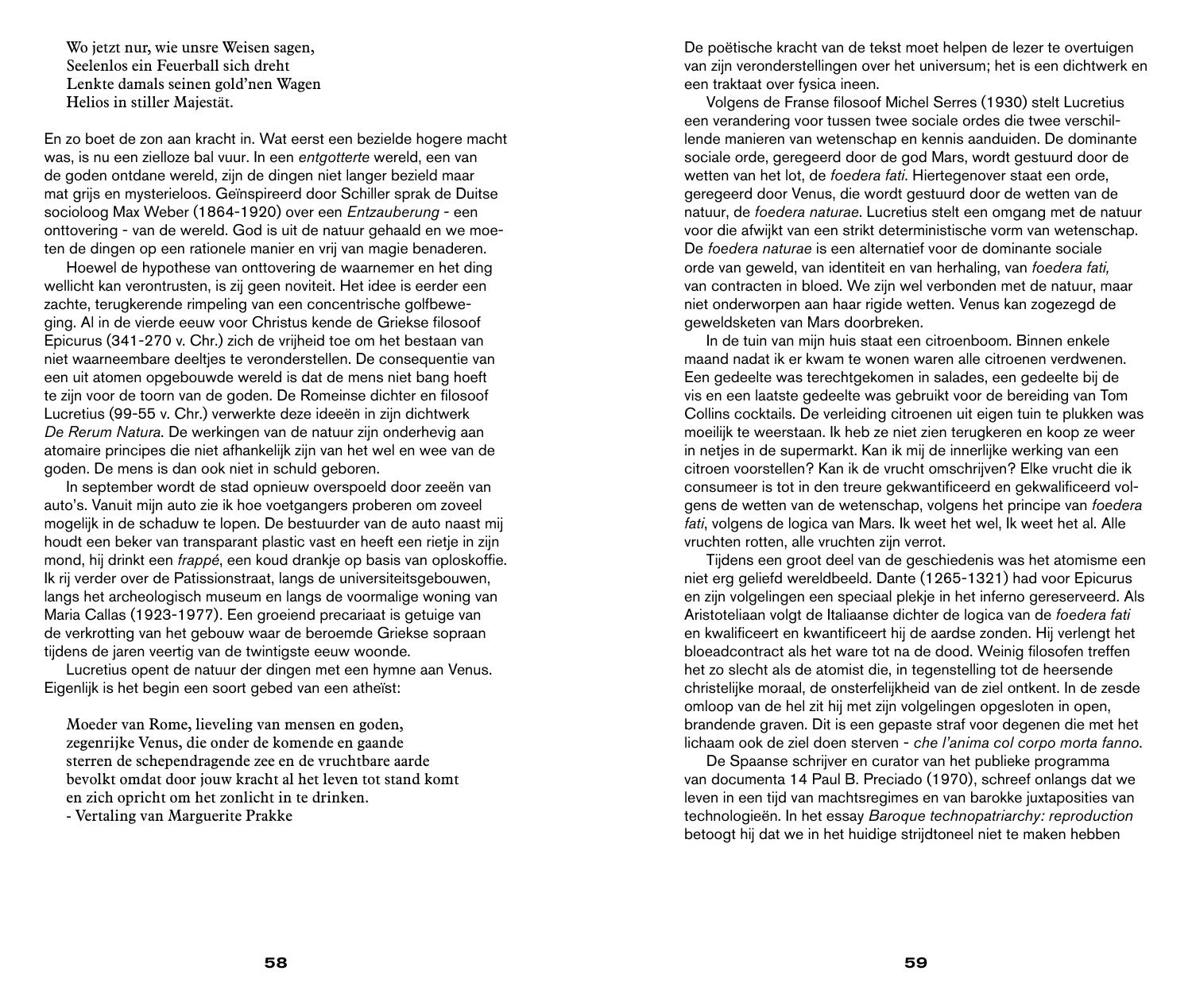Wo jetzt nur, wie unsre Weisen sagen,
Seelenlos ein Feuerball sich dreht
Lenkte damals seinen gold'nen Wagen
Helios in stiller Majestät.

En zo boet de zon aan kracht in. Wat eerst een bezielde hogere macht was, is nu een zielloze bal vuur. In een *entgotterte* wereld, een van de goden ontdane wereld, zijn de dingen niet langer bezield maar mat grijs en mysterieloos. Geïnspireerd door Schiller sprak de Duitse socioloog Max Weber (1864-1920) over een *Entzauberung* - een onttovering - van de wereld. God is uit de natuur gehaald en we moeten de dingen op een rationele manier en vrij van magie benaderen.

Hoewel de hypothese van onttovering de waarnemer en het ding wellicht kan verontrusten, is zij geen noviteit. Het idee is eerder een zachte, terugkerende rimpeling van een concentrische golfbeweging. Al in de vierde eeuw voor Christus kende de Griekse filosoof Epicurus (341-270 v. Chr.) zich de vrijheid toe om het bestaan van niet waarneembare deeltjes te veronderstellen. De consequentie van een uit atomen opgebouwde wereld is dat de mens niet bang hoeft te zijn voor de toorn van de goden. De Romeinse dichter en filosoof Lucretius (99-55 v. Chr.) verwerkte deze ideeën in zijn dichtwerk *De Rerum Natura*. De werkingen van de natuur zijn onderhevig aan atomaire principes die niet afhankelijk zijn van het wel en wee van de goden. De mens is dan ook niet in schuld geboren.

In september wordt de stad opnieuw overspoeld door zeeën van auto's. Vanuit mijn auto zie ik hoe voetgangers proberen om zoveel mogelijk in de schaduw te lopen. De bestuurder van de auto naast mij houdt een beker van transparant plastic vast en heeft een rietje in zijn mond, hij drinkt een *frappé*, een koud drankje op basis van oploskoffie. Ik rij verder over de Patissionstraat, langs de universiteitsgebouwen, langs het archeologisch museum en langs de voormalige woning van Maria Callas (1923-1977). Een groeiend precariaat is getuige van de verkrotting van het gebouw waar de beroemde Griekse sopraan tijdens de jaren veertig van de twintigste eeuw woonde.

Lucretius opent de natuur der dingen met een hymne aan Venus. Eigenlijk is het begin een soort gebed van een atheïst:

Moeder van Rome, lieveling van mensen en goden,
zegenrijke Venus, die onder de komende en gaande
sterren de schependragende zee en de vruchtbare aarde
bevolkt omdat door jouw kracht al het leven tot stand komt
en zich opricht om het zonlicht in te drinken.
- Vertaling van Marguerite Prakke

De poëtische kracht van de tekst moet helpen de lezer te overtuigen van zijn veronderstellingen over het universum; het is een dichtwerk en een traktaat over fysica ineen.

Volgens de Franse filosoof Michel Serres (1930) stelt Lucretius een verandering voor tussen twee sociale ordes die twee verschillende manieren van wetenschap en kennis aanduiden. De dominante sociale orde, geregeerd door de god Mars, wordt gestuurd door de wetten van het lot, de *foedera fati*. Hiertegenover staat een orde, geregeerd door Venus, die wordt gestuurd door de wetten van de natuur, de *foedera naturae*. Lucretius stelt een omgang met de natuur voor die afwijkt van een strikt deterministische vorm van wetenschap. De *foedera naturae* is een alternatief voor de dominante sociale orde van geweld, van identiteit en van herhaling, van *foedera fati,* van contracten in bloed. We zijn wel verbonden met de natuur, maar niet onderworpen aan haar rigide wetten. Venus kan zogezegd de geweldsketen van Mars doorbreken.

In de tuin van mijn huis staat een citroenboom. Binnen enkele maand nadat ik er kwam te wonen waren alle citroenen verdwenen. Een gedeelte was terechtgekomen in salades, een gedeelte bij de vis en een laatste gedeelte was gebruikt voor de bereiding van Tom Collins cocktails. De verleiding citroenen uit eigen tuin te plukken was moeilijk te weerstaan. Ik heb ze niet zien terugkeren en koop ze weer in netjes in de supermarkt. Kan ik mij de innerlijke werking van een citroen voorstellen? Kan ik de vrucht omschrijven? Elke vrucht die ik consumeer is tot in den treure gekwantificeerd en gekwalificeerd volgens de wetten van de wetenschap, volgens het principe van *foedera fati*, volgens de logica van Mars. Ik weet het wel, Ik weet het al. Alle vruchten rotten, alle vruchten zijn verrot.

Tijdens een groot deel van de geschiedenis was het atomisme een niet erg geliefd wereldbeeld. Dante (1265-1321) had voor Epicurus en zijn volgelingen een speciaal plekje in het inferno gereserveerd. Als Aristoteliaan volgt de Italiaanse dichter de logica van de *foedera fati* en kwalificeert en kwantificeert hij de aardse zonden. Hij verlengt het bloedcontract als het ware tot na de dood. Weinig filosofen treffen het zo slecht als de atomist die, in tegenstelling tot de heersende christelijke moraal, de onsterfelijkheid van de ziel ontkent. In de zesde omloop van de hel zit hij met zijn volgelingen opgesloten in open, brandende graven. Dit is een gepaste straf voor degenen die met het lichaam ook de ziel doen sterven - *che l'anima col corpo morta fanno*.

De Spaanse schrijver en curator van het publieke programma van documenta 14 Paul B. Preciado (1970), schreef onlangs dat we leven in een tijd van machtsregimes en van barokke juxtaposities van technologieën. In het essay *Baroque technopatriarchy: reproduction* betoogt hij dat we in het huidige strijdtoneel niet te maken hebben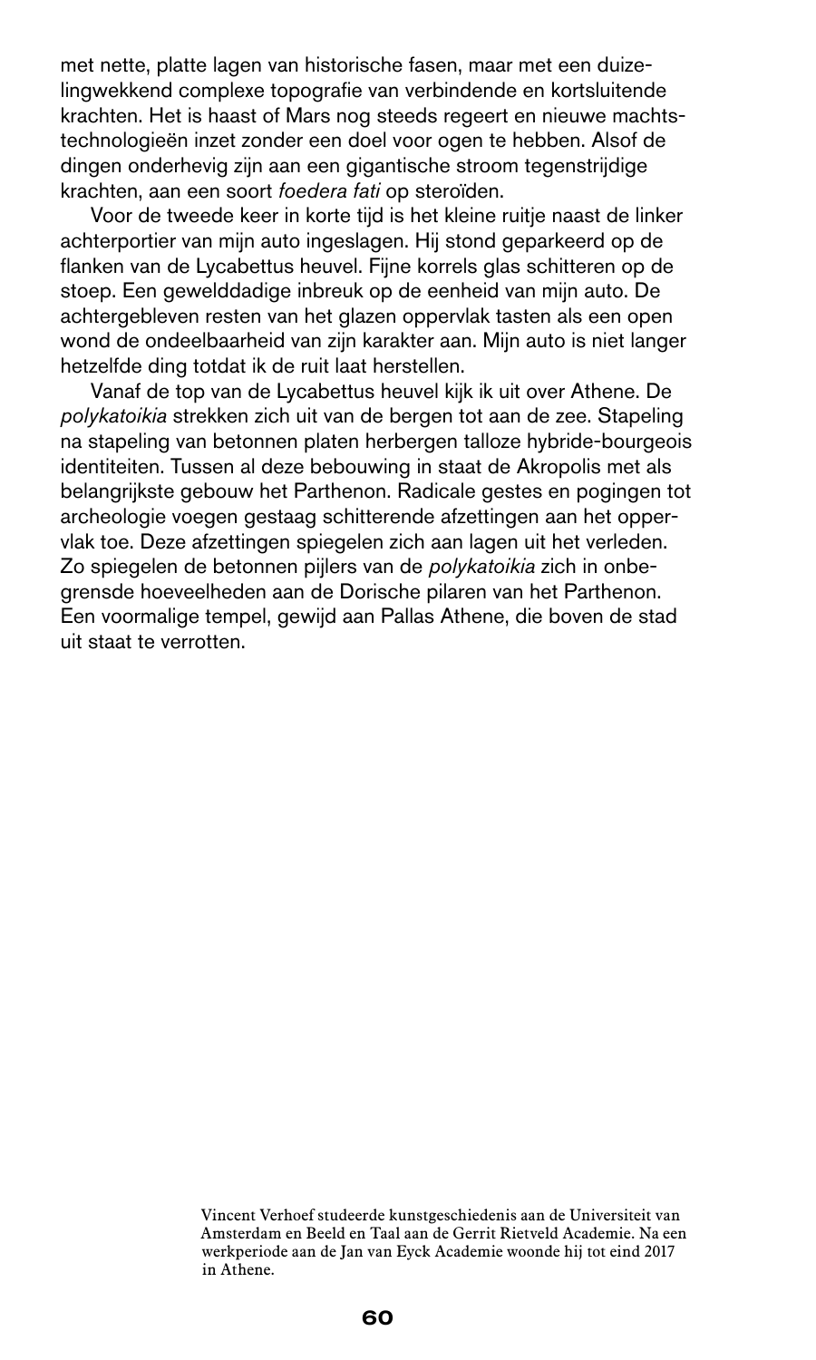met nette, platte lagen van historische fasen, maar met een duizelingwekkend complexe topografie van verbindende en kortsluitende krachten. Het is haast of Mars nog steeds regeert en nieuwe machtstechnologieën inzet zonder een doel voor ogen te hebben. Alsof de dingen onderhevig zijn aan een gigantische stroom tegenstrijdige krachten, aan een soort *foedera fati* op steroïden.

Voor de tweede keer in korte tijd is het kleine ruitje naast de linker achterportier van mijn auto ingeslagen. Hij stond geparkeerd op de flanken van de Lycabettus heuvel. Fijne korrels glas schitteren op de stoep. Een gewelddadige inbreuk op de eenheid van mijn auto. De achtergebleven resten van het glazen oppervlak tasten als een open wond de ondeelbaarheid van zijn karakter aan. Mijn auto is niet langer hetzelfde ding totdat ik de ruit laat herstellen.

Vanaf de top van de Lycabettus heuvel kijk ik uit over Athene. De *polykatoikia* strekken zich uit van de bergen tot aan de zee. Stapeling na stapeling van betonnen platen herbergen talloze hybride-bourgeois identiteiten. Tussen al deze bebouwing in staat de Akropolis met als belangrijkste gebouw het Parthenon. Radicale gestes en pogingen tot archeologie voegen gestaag schitterende afzettingen aan het oppervlak toe. Deze afzettingen spiegelen zich aan lagen uit het verleden. Zo spiegelen de betonnen pijlers van de *polykatoikia* zich in onbegrensde hoeveelheden aan de Dorische pilaren van het Parthenon. Een voormalige tempel, gewijd aan Pallas Athene, die boven de stad uit staat te verrotten.

Vincent Verhoef studeerde kunstgeschiedenis aan de Universiteit van Amsterdam en Beeld en Taal aan de Gerrit Rietveld Academie. Na een werkperiode aan de Jan van Eyck Academie woonde hij tot eind 2017 in Athene.